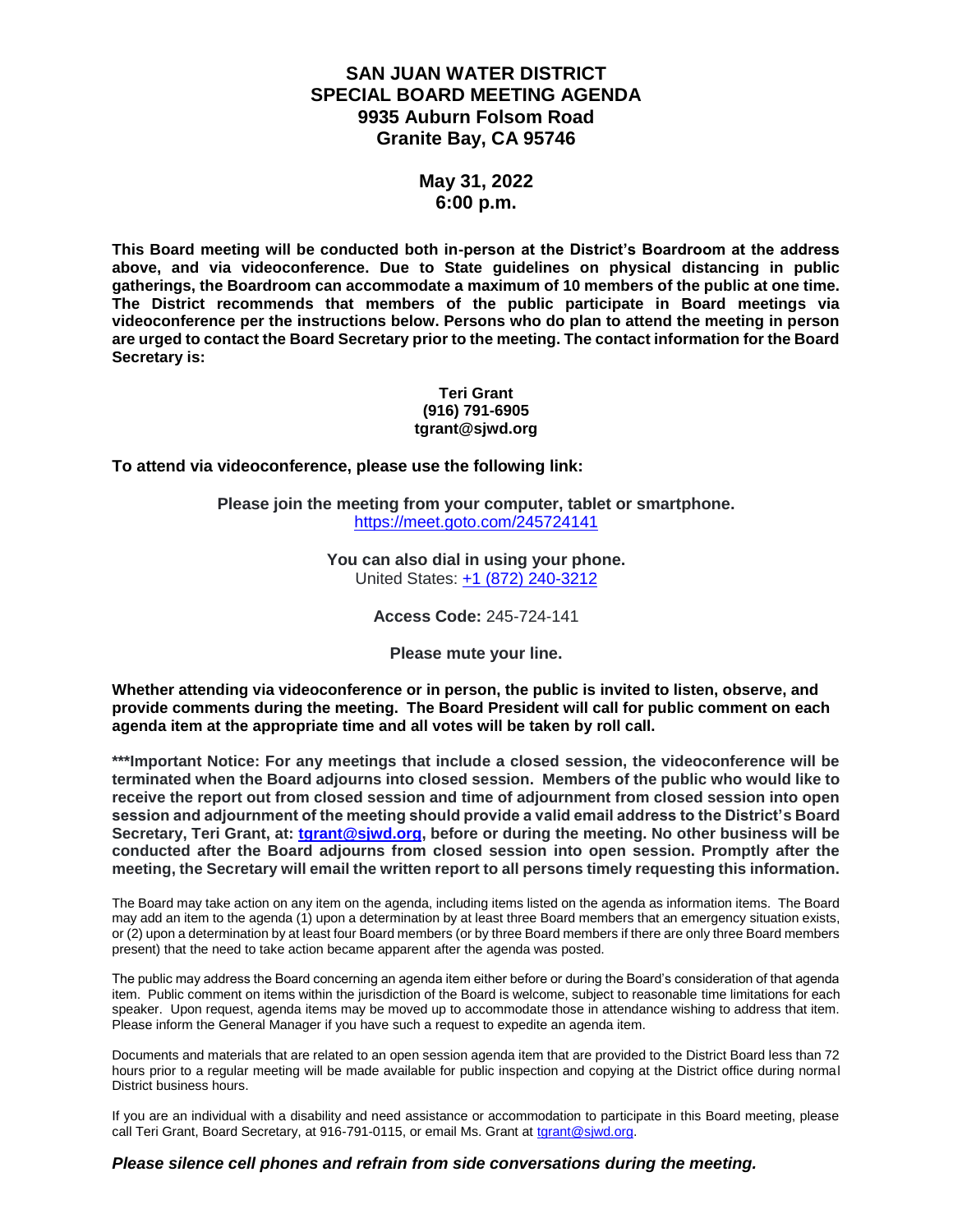# SAN JUAN WATER DISTRICT
# SPECIAL BOARD MEETING AGENDA
## 9935 Auburn Folsom Road
## Granite Bay, CA 95746

## May 31, 2022
## 6:00 p.m.

**This Board meeting will be conducted both in-person at the District's Boardroom at the address above, and via videoconference. Due to State guidelines on physical distancing in public gatherings, the Boardroom can accommodate a maximum of 10 members of the public at one time. The District recommends that members of the public participate in Board meetings via videoconference per the instructions below. Persons who do plan to attend the meeting in person are urged to contact the Board Secretary prior to the meeting. The contact information for the Board Secretary is:**

**Teri Grant**
**(916) 791-6905**
**tgrant@sjwd.org**

**To attend via videoconference, please use the following link:**

**Please join the meeting from your computer, tablet or smartphone.**
https://meet.goto.com/245724141

**You can also dial in using your phone.**
United States: +1 (872) 240-3212

**Access Code:** 245-724-141

**Please mute your line.**

**Whether attending via videoconference or in person, the public is invited to listen, observe, and provide comments during the meeting. The Board President will call for public comment on each agenda item at the appropriate time and all votes will be taken by roll call.**

**\*\*\*Important Notice: For any meetings that include a closed session, the videoconference will be terminated when the Board adjourns into closed session. Members of the public who would like to receive the report out from closed session and time of adjournment from closed session into open session and adjournment of the meeting should provide a valid email address to the District's Board Secretary, Teri Grant, at: tgrant@sjwd.org, before or during the meeting. No other business will be conducted after the Board adjourns from closed session into open session. Promptly after the meeting, the Secretary will email the written report to all persons timely requesting this information.**

The Board may take action on any item on the agenda, including items listed on the agenda as information items. The Board may add an item to the agenda (1) upon a determination by at least three Board members that an emergency situation exists, or (2) upon a determination by at least four Board members (or by three Board members if there are only three Board members present) that the need to take action became apparent after the agenda was posted.

The public may address the Board concerning an agenda item either before or during the Board's consideration of that agenda item. Public comment on items within the jurisdiction of the Board is welcome, subject to reasonable time limitations for each speaker. Upon request, agenda items may be moved up to accommodate those in attendance wishing to address that item. Please inform the General Manager if you have such a request to expedite an agenda item.

Documents and materials that are related to an open session agenda item that are provided to the District Board less than 72 hours prior to a regular meeting will be made available for public inspection and copying at the District office during normal District business hours.

If you are an individual with a disability and need assistance or accommodation to participate in this Board meeting, please call Teri Grant, Board Secretary, at 916-791-0115, or email Ms. Grant at tgrant@sjwd.org.

***Please silence cell phones and refrain from side conversations during the meeting.***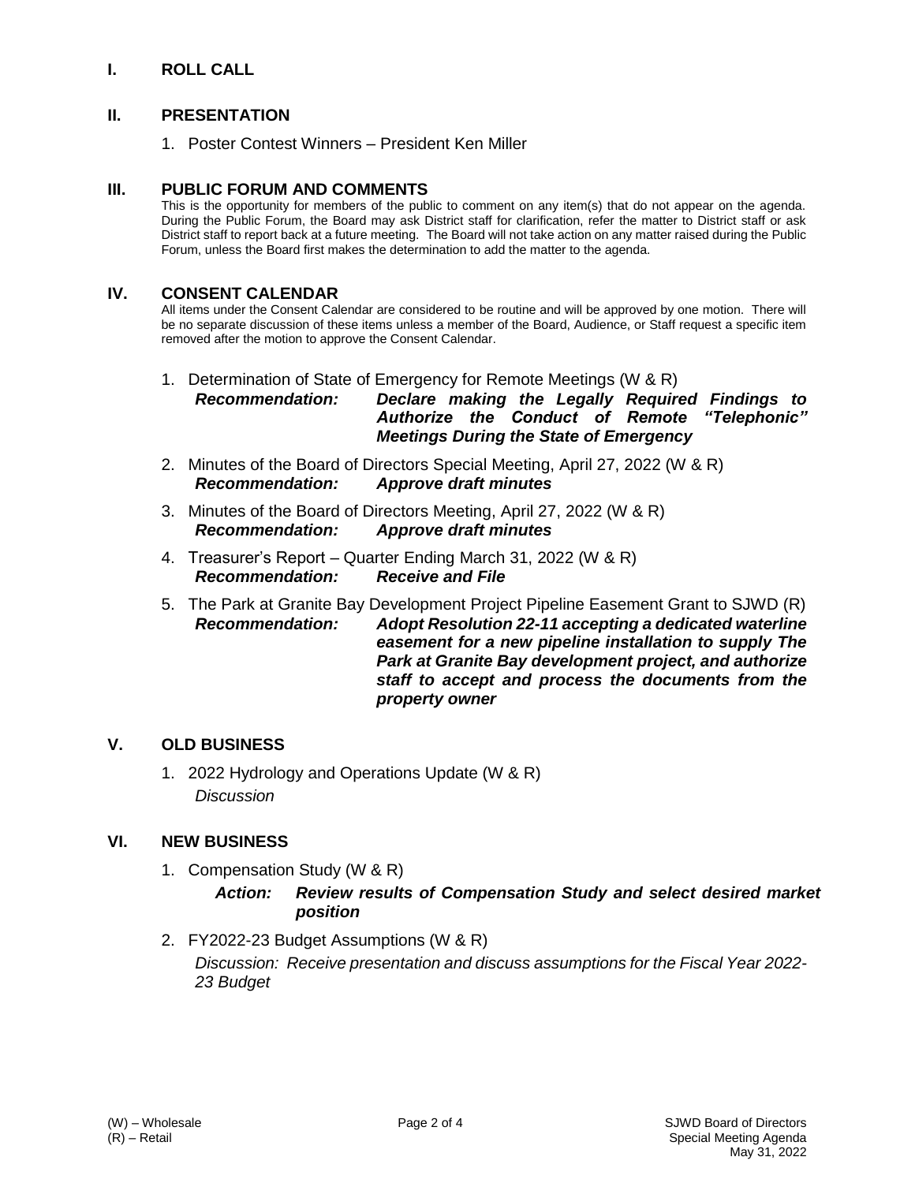## I. ROLL CALL

## II. PRESENTATION

1. Poster Contest Winners – President Ken Miller

## III. PUBLIC FORUM AND COMMENTS

This is the opportunity for members of the public to comment on any item(s) that do not appear on the agenda. During the Public Forum, the Board may ask District staff for clarification, refer the matter to District staff or ask District staff to report back at a future meeting. The Board will not take action on any matter raised during the Public Forum, unless the Board first makes the determination to add the matter to the agenda.

## IV. CONSENT CALENDAR

All items under the Consent Calendar are considered to be routine and will be approved by one motion. There will be no separate discussion of these items unless a member of the Board, Audience, or Staff request a specific item removed after the motion to approve the Consent Calendar.

1. Determination of State of Emergency for Remote Meetings (W & R)
   ***Recommendation:*** ***Declare making the Legally Required Findings to Authorize the Conduct of Remote "Telephonic" Meetings During the State of Emergency***

2. Minutes of the Board of Directors Special Meeting, April 27, 2022 (W & R)
   ***Recommendation:*** ***Approve draft minutes***

3. Minutes of the Board of Directors Meeting, April 27, 2022 (W & R)
   ***Recommendation:*** ***Approve draft minutes***

4. Treasurer's Report – Quarter Ending March 31, 2022 (W & R)
   ***Recommendation:*** ***Receive and File***

5. The Park at Granite Bay Development Project Pipeline Easement Grant to SJWD (R)
   ***Recommendation:*** ***Adopt Resolution 22-11 accepting a dedicated waterline easement for a new pipeline installation to supply The Park at Granite Bay development project, and authorize staff to accept and process the documents from the property owner***

## V. OLD BUSINESS

1. 2022 Hydrology and Operations Update (W & R)
   *Discussion*

## VI. NEW BUSINESS

1. Compensation Study (W & R)
   ***Action:*** ***Review results of Compensation Study and select desired market position***

2. FY2022-23 Budget Assumptions (W & R)
   *Discussion: Receive presentation and discuss assumptions for the Fiscal Year 2022-23 Budget*

(W) – Wholesale
(R) – Retail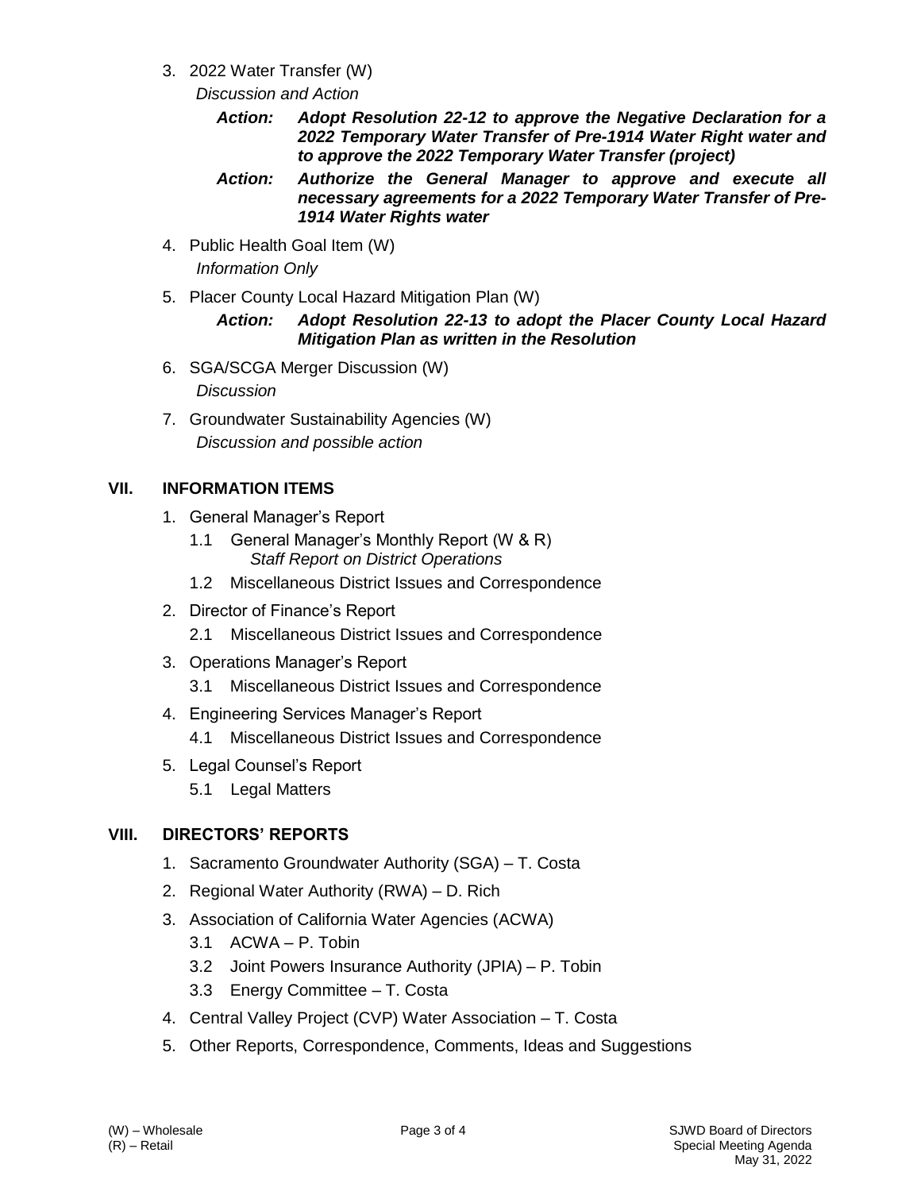3. 2022 Water Transfer (W)

   *Discussion and Action*

   ***Action:*** ***Adopt Resolution 22-12 to approve the Negative Declaration for a 2022 Temporary Water Transfer of Pre-1914 Water Right water and to approve the 2022 Temporary Water Transfer (project)***

   ***Action:*** ***Authorize the General Manager to approve and execute all necessary agreements for a 2022 Temporary Water Transfer of Pre-1914 Water Rights water***

4. Public Health Goal Item (W)

   *Information Only*

5. Placer County Local Hazard Mitigation Plan (W)

   ***Action:*** ***Adopt Resolution 22-13 to adopt the Placer County Local Hazard Mitigation Plan as written in the Resolution***

6. SGA/SCGA Merger Discussion (W)

   *Discussion*

7. Groundwater Sustainability Agencies (W)

   *Discussion and possible action*

## VII. INFORMATION ITEMS

1. General Manager's Report
   - 1.1 General Manager's Monthly Report (W & R)
     *Staff Report on District Operations*
   - 1.2 Miscellaneous District Issues and Correspondence
2. Director of Finance's Report
   - 2.1 Miscellaneous District Issues and Correspondence
3. Operations Manager's Report
   - 3.1 Miscellaneous District Issues and Correspondence
4. Engineering Services Manager's Report
   - 4.1 Miscellaneous District Issues and Correspondence
5. Legal Counsel's Report
   - 5.1 Legal Matters

## VIII. DIRECTORS' REPORTS

1. Sacramento Groundwater Authority (SGA) – T. Costa
2. Regional Water Authority (RWA) – D. Rich
3. Association of California Water Agencies (ACWA)
   - 3.1 ACWA – P. Tobin
   - 3.2 Joint Powers Insurance Authority (JPIA) – P. Tobin
   - 3.3 Energy Committee – T. Costa
4. Central Valley Project (CVP) Water Association – T. Costa
5. Other Reports, Correspondence, Comments, Ideas and Suggestions

(W) – Wholesale
(R) – Retail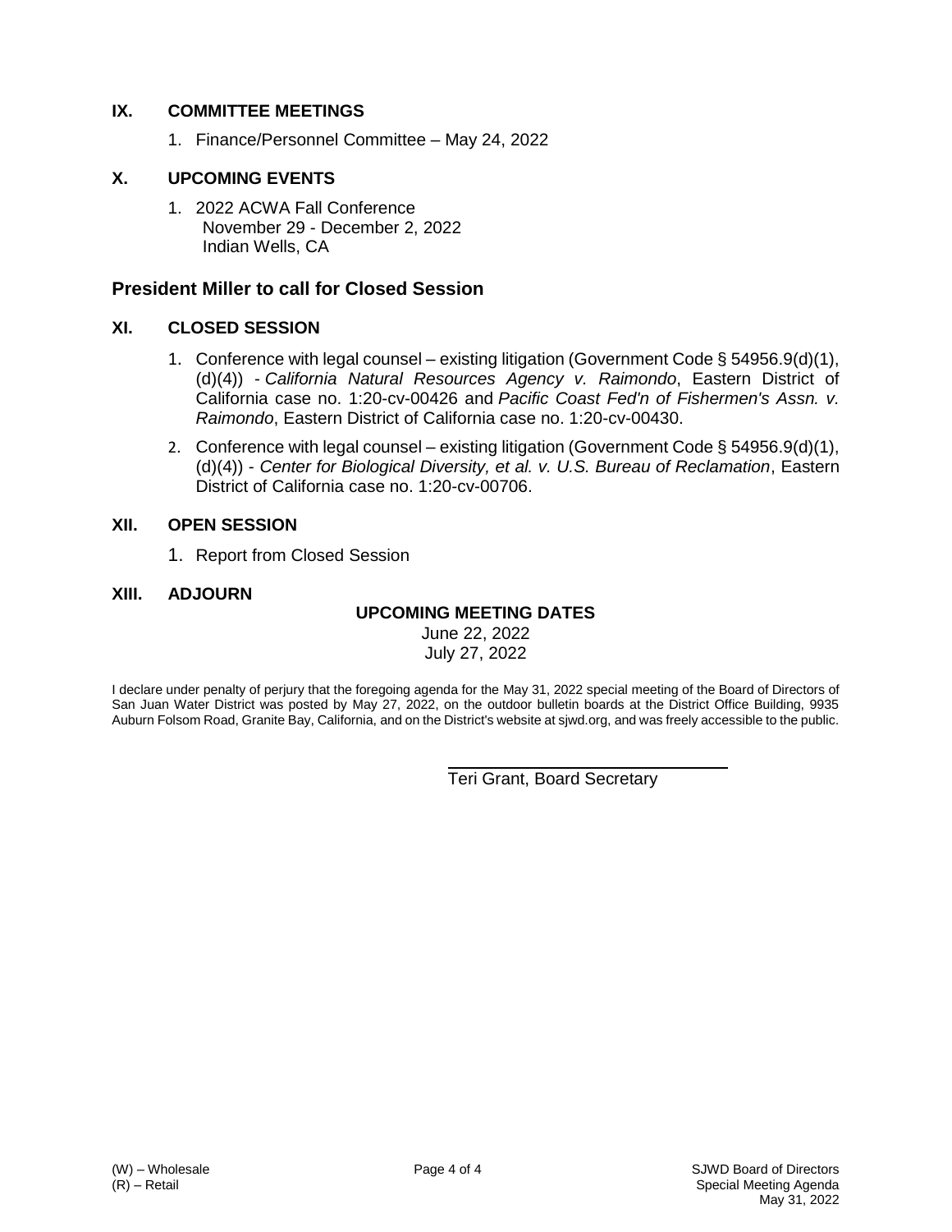## IX. COMMITTEE MEETINGS

1. Finance/Personnel Committee – May 24, 2022

## X. UPCOMING EVENTS

1. 2022 ACWA Fall Conference
   November 29 - December 2, 2022
   Indian Wells, CA

## President Miller to call for Closed Session

## XI. CLOSED SESSION

1. Conference with legal counsel – existing litigation (Government Code § 54956.9(d)(1), (d)(4)) - *California Natural Resources Agency v. Raimondo*, Eastern District of California case no. 1:20-cv-00426 and *Pacific Coast Fed'n of Fishermen's Assn. v. Raimondo*, Eastern District of California case no. 1:20-cv-00430.
2. Conference with legal counsel – existing litigation (Government Code § 54956.9(d)(1), (d)(4)) - *Center for Biological Diversity, et al. v. U.S. Bureau of Reclamation*, Eastern District of California case no. 1:20-cv-00706.

## XII. OPEN SESSION

1. Report from Closed Session

## XIII. ADJOURN

**UPCOMING MEETING DATES**

June 22, 2022
July 27, 2022

I declare under penalty of perjury that the foregoing agenda for the May 31, 2022 special meeting of the Board of Directors of San Juan Water District was posted by May 27, 2022, on the outdoor bulletin boards at the District Office Building, 9935 Auburn Folsom Road, Granite Bay, California, and on the District's website at sjwd.org, and was freely accessible to the public.

Teri Grant, Board Secretary

(W) – Wholesale
(R) – Retail